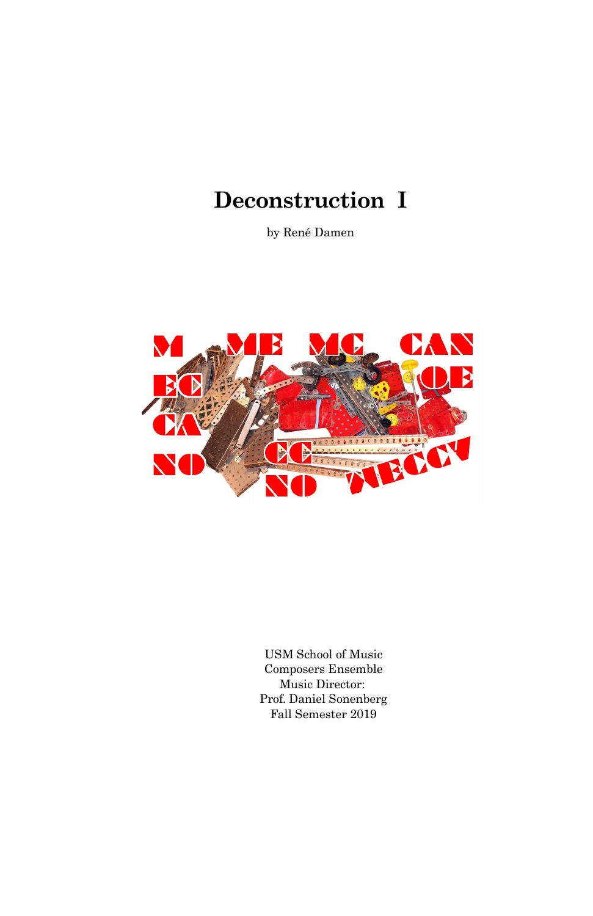# Deconstruction I

by René Damen

USM School of Music  
Composers Ensemble  
Music Director:  
Prof. Daniel Sonenberg  
Fall Semester 2019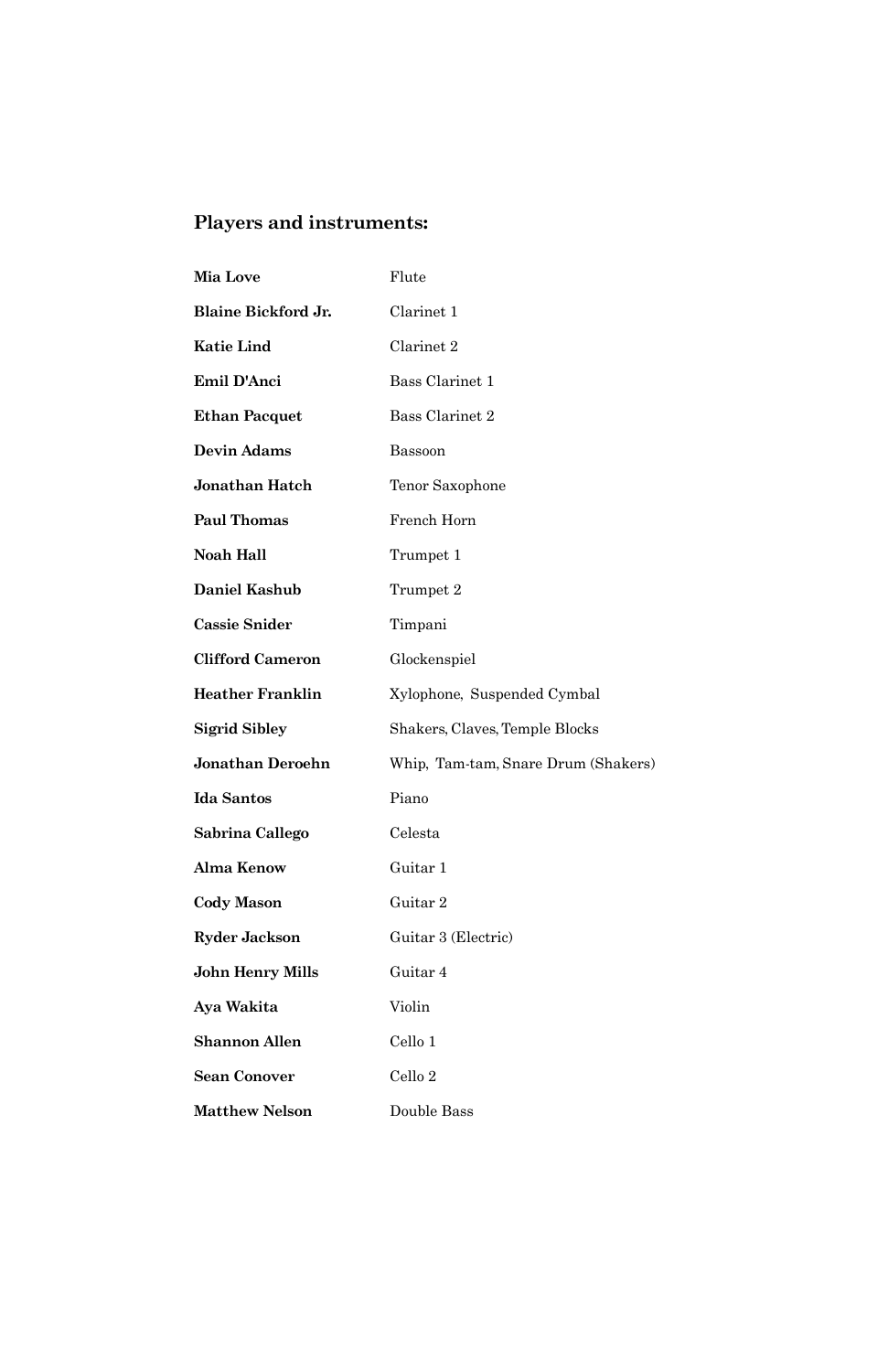## Players and instruments:

| | |
|---|---|
| **Mia Love** | Flute |
| **Blaine Bickford Jr.** | Clarinet 1 |
| **Katie Lind** | Clarinet 2 |
| **Emil D'Anci** | Bass Clarinet 1 |
| **Ethan Pacquet** | Bass Clarinet 2 |
| **Devin Adams** | Bassoon |
| **Jonathan Hatch** | Tenor Saxophone |
| **Paul Thomas** | French Horn |
| **Noah Hall** | Trumpet 1 |
| **Daniel Kashub** | Trumpet 2 |
| **Cassie Snider** | Timpani |
| **Clifford Cameron** | Glockenspiel |
| **Heather Franklin** | Xylophone, Suspended Cymbal |
| **Sigrid Sibley** | Shakers, Claves, Temple Blocks |
| **Jonathan Deroehn** | Whip, Tam-tam, Snare Drum (Shakers) |
| **Ida Santos** | Piano |
| **Sabrina Callego** | Celesta |
| **Alma Kenow** | Guitar 1 |
| **Cody Mason** | Guitar 2 |
| **Ryder Jackson** | Guitar 3 (Electric) |
| **John Henry Mills** | Guitar 4 |
| **Aya Wakita** | Violin |
| **Shannon Allen** | Cello 1 |
| **Sean Conover** | Cello 2 |
| **Matthew Nelson** | Double Bass |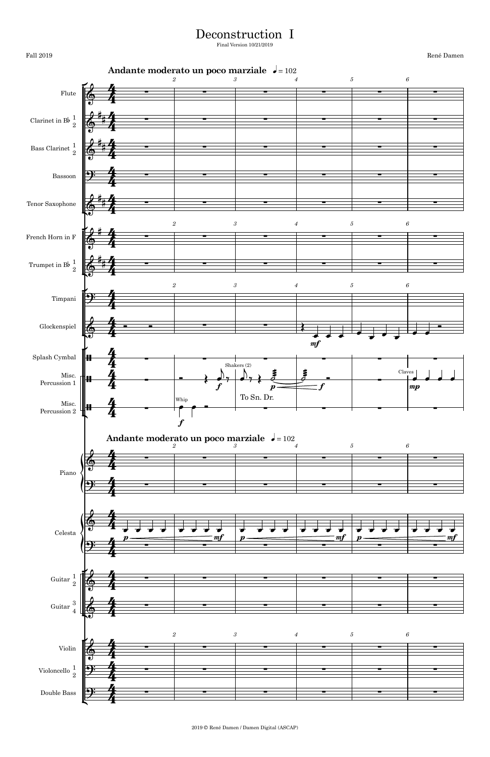# Deconstruction I

Final Version 10/21/2019

Fall 2019

René Damen

**Andante moderato un poco marziale** ♩ = 102

Flute

Clarinet in B♭ 1 2

Bass Clarinet 1 2

Bassoon

Tenor Saxophone

French Horn in F

Trumpet in B♭ 1 2

Timpani

Glockenspiel

Splash Cymbal

Misc. Percussion 1

Misc. Percussion 2

Whip

Shakers (2)

To Sn. Dr.

Claves

**Andante moderato un poco marziale** ♩ = 102

Piano

Celesta

Guitar 1 2

Guitar 3 4

Violin

Violoncello 1 2

Double Bass

2019 © René Damen / Damen Digital (ASCAP)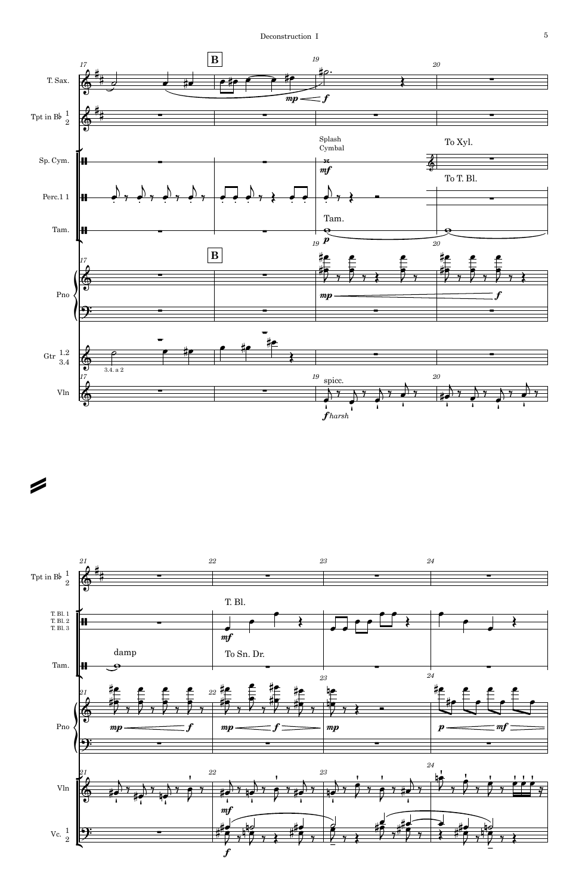B

T. Sax.

Tpt in B♭ 1 2

Splash Cymbal

Sp. Cym.

To Xyl.

To T. Bl.

Perc.1 1

Tam.

Tam.

Pno

Gtr 1.2 3.4

3.4. a 2

Vln

spicc.

*f harsh*

Tpt in B♭ 1 2

T. Bl.

T. Bl. 1
T. Bl. 2
T. Bl. 3

damp

To Sn. Dr.

Tam.

Pno

Vln

Vc. 1 2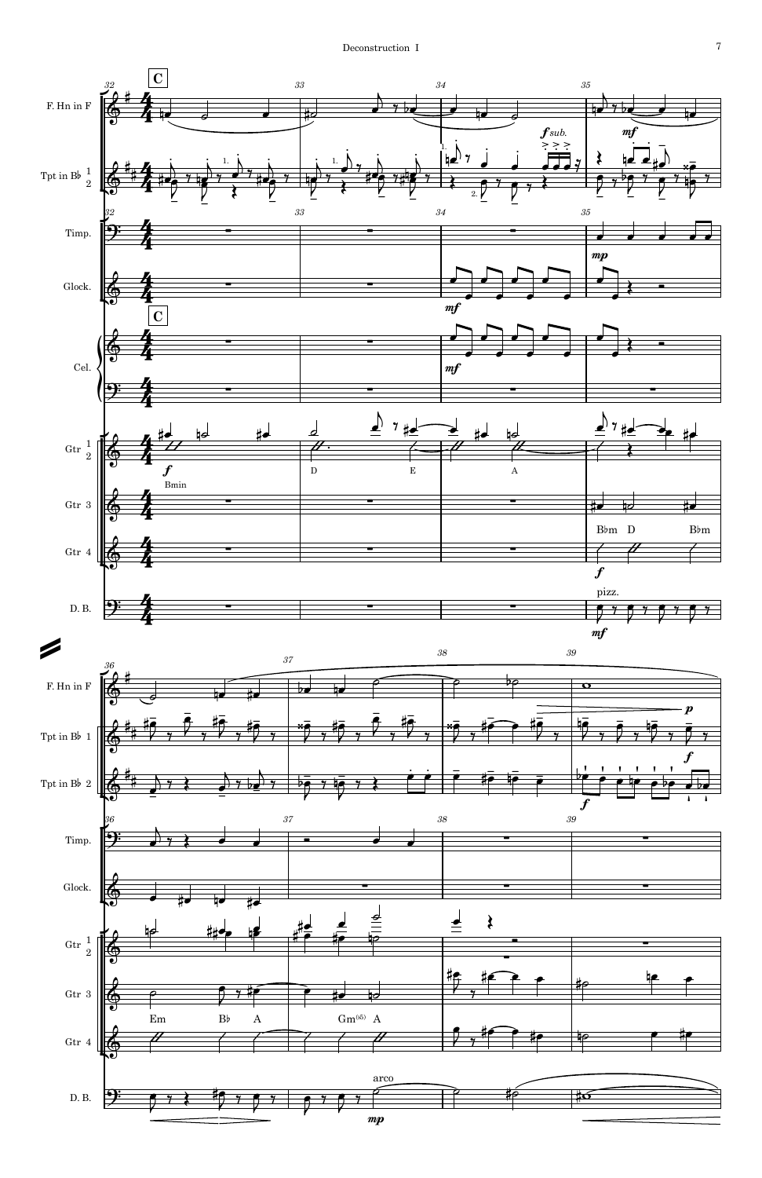**C**

F. Hn in F

Tpt in B♭ 1 2

Timp.

Glock.

Cel.

Gtr 1 2

Gtr 3

Gtr 4

D. B.

Bmin D E A

B♭m D B♭m

Em B♭ A Gm(♭5) A

pizz.

arco

*f* *sub.* *mf* *mp* *f* *p*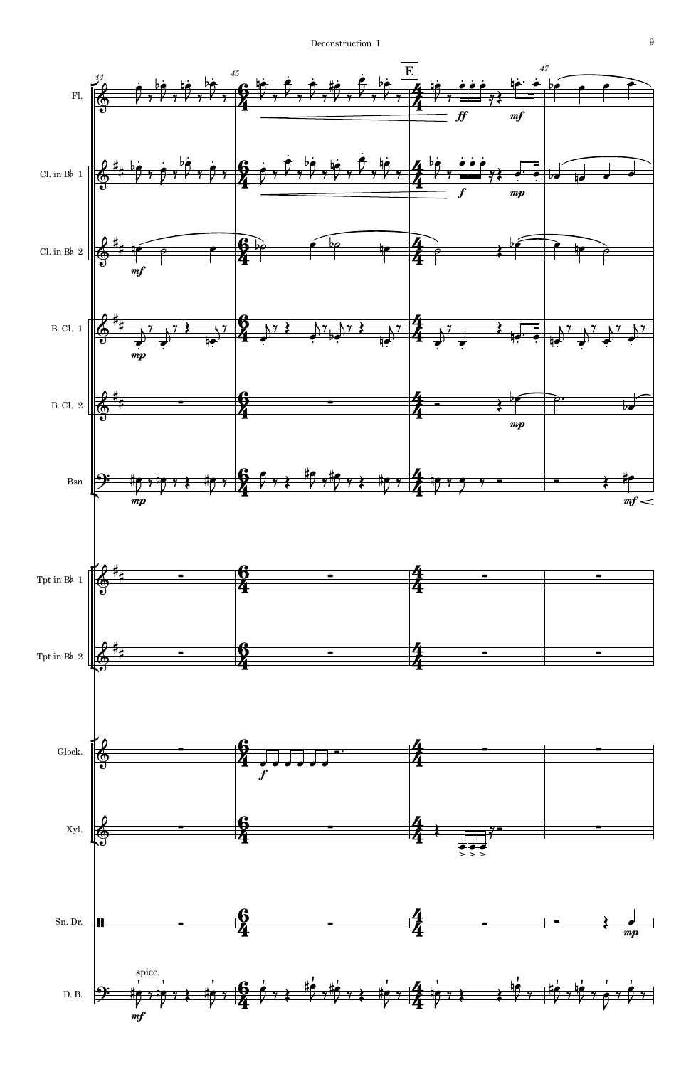Fl.

Cl. in B♭ 1

Cl. in B♭ 2

B. Cl. 1

B. Cl. 2

Bsn

Tpt in B♭ 1

Tpt in B♭ 2

Glock.

Xyl.

Sn. Dr.

D. B.

E

spicc.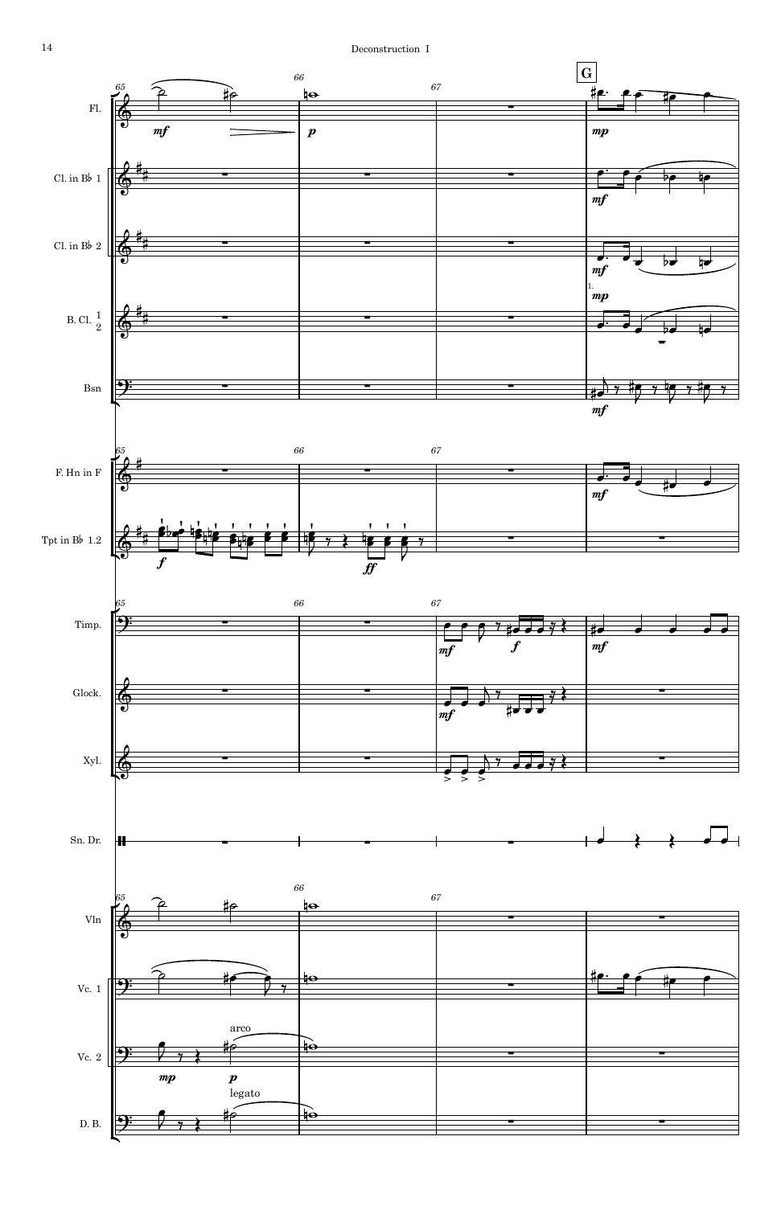**G**

Fl.

Cl. in B♭ 1

Cl. in B♭ 2

B. Cl. 1 2

Bsn

F. Hn in F

Tpt in B♭ 1.2

Timp.

Glock.

Xyl.

Sn. Dr.

Vln

Vc. 1

Vc. 2

D. B.

arco

legato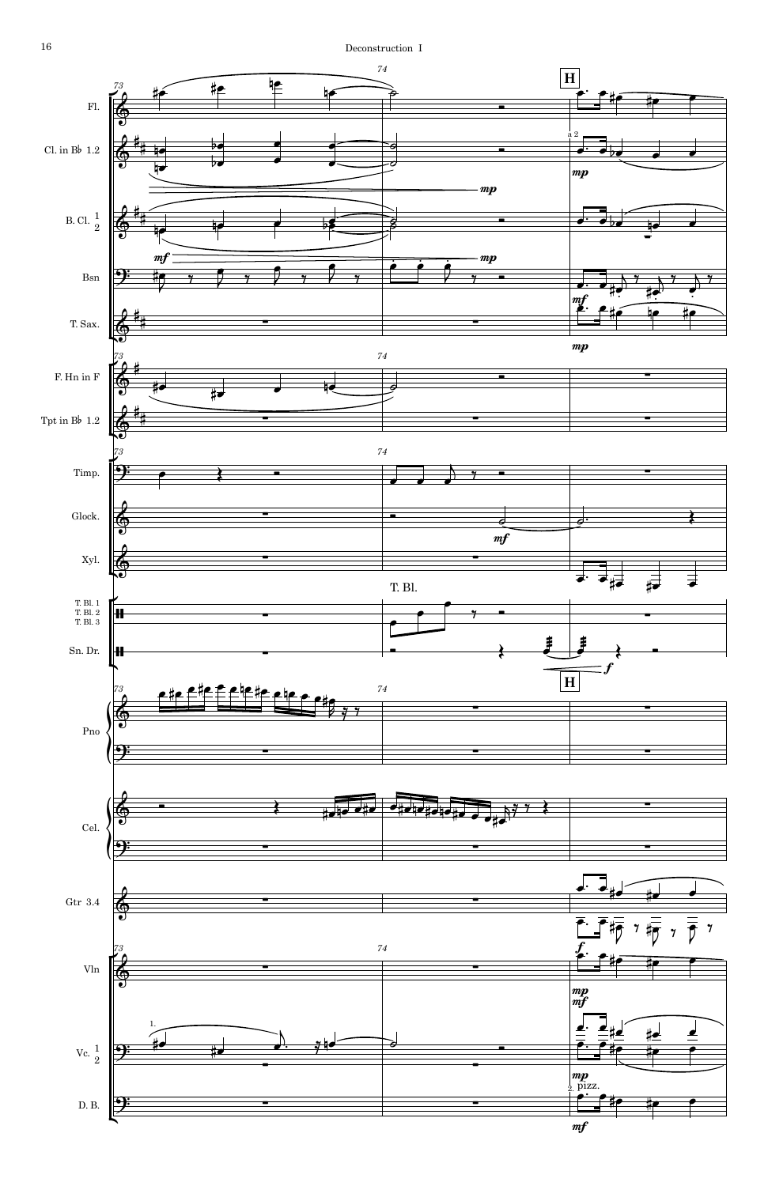Fl.

Cl. in B♭ 1.2

B. Cl. 1 2

Bsn

T. Sax.

F. Hn in F

Tpt in B♭ 1.2

Timp.

Glock.

Xyl.

T. Bl. 1
T. Bl. 2
T. Bl. 3

Sn. Dr.

Pno

Cel.

Gtr 3.4

Vln

Vc. 1 2

D. B.

73

74

**H**

a 2

T. Bl.

1.

2. pizz.

*mf* *mp* *f*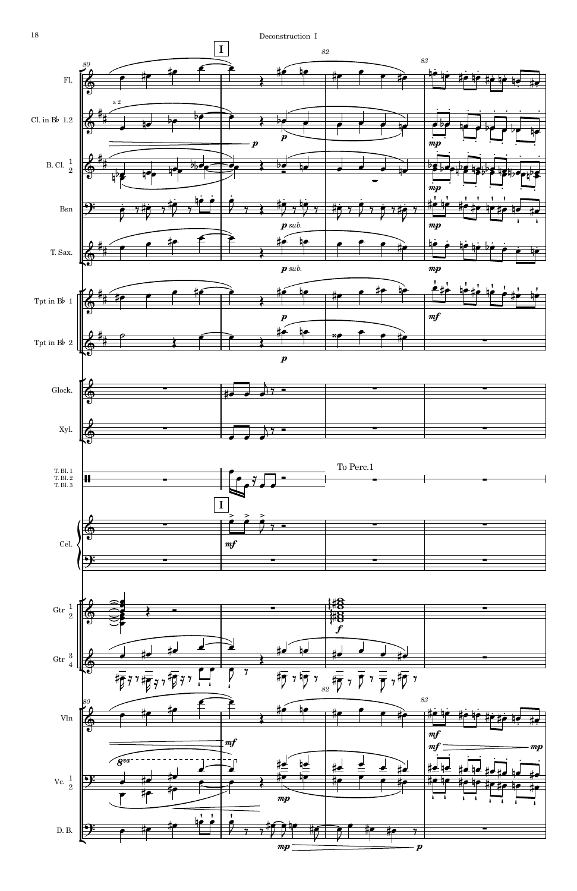Deconstruction I

I

80

Fl.

Cl. in B♭ 1.2

a 2

B. Cl. 1 2

Bsn

T. Sax.

Tpt in B♭ 1

Tpt in B♭ 2

Glock.

Xyl.

T. Bl. 1
T. Bl. 2
T. Bl. 3

To Perc.1

I

Cel.

Gtr 1 2

Gtr 3 4

80

Vln

Vc. 1 2

D. B.

82

83

*p*

*p*

*p sub.*

*p sub.*

*mp*

*mp*

*mp*

*mp*

*p*

*p*

*mf*

*mf*

*f*

*mf*

*mf*

*mf*

*mp*

*mp*

*mp*

*p*

8va